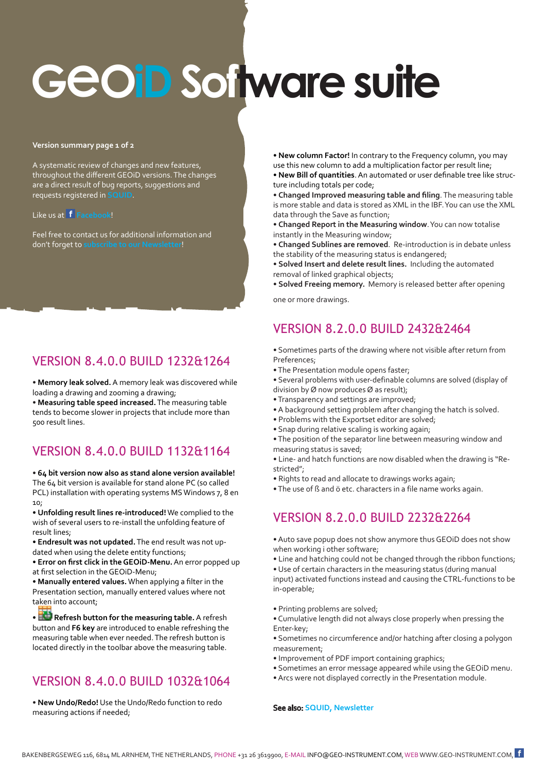# GEOiD Software suite

**Version summary page 1 of 2**

A systematic review of changes and new features, throughout the different GEOiD versions. The changes are a direct result of bug reports, suggestions and requests registered in SQUID.

Like us at Facebook!

Feel free to contact us for additional information and don't forget to subscribe to our Newsletter!

## VERSION 8.4.0.0 BUILD 1232&1264

• **Memory leak solved.** A memory leak was discovered while loading a drawing and zooming a drawing;
• **Measuring table speed increased.** The measuring table tends to become slower in projects that include more than 500 result lines.

## VERSION 8.4.0.0 BUILD 1132&1164

• **64 bit version now also as stand alone version available!** The 64 bit version is available for stand alone PC (so called PCL) installation with operating systems MS Windows 7, 8 en 10;
• **Unfolding result lines re-introduced!** We complied to the wish of several users to re-install the unfolding feature of result lines;
• **Endresult was not updated.** The end result was not updated when using the delete entity functions;
• **Error on first click in the GEOiD-Menu.** An error popped up at first selection in the GEOiD-Menu;
• **Manually entered values.** When applying a filter in the Presentation section, manually entered values where not taken into account;
• **Refresh button for the measuring table.** A refresh button and **F6 key** are introduced to enable refreshing the measuring table when ever needed. The refresh button is located directly in the toolbar above the measuring table.

## VERSION 8.4.0.0 BUILD 1032&1064

• **New Undo/Redo!** Use the Undo/Redo function to redo measuring actions if needed;
• **New column Factor!** In contrary to the Frequency column, you may use this new column to add a multiplication factor per result line;
• **New Bill of quantities**. An automated or user definable tree like structure including totals per code;
• **Changed Improved measuring table and filing**. The measuring table is more stable and data is stored as XML in the IBF. You can use the XML data through the Save as function;
• **Changed Report in the Measuring window**. You can now totalise instantly in the Measuring window;
• **Changed Sublines are removed**. Re-introduction is in debate unless the stability of the measuring status is endangered;
• **Solved Insert and delete result lines.** Including the automated removal of linked graphical objects;
• **Solved Freeing memory.** Memory is released better after opening one or more drawings.

## VERSION 8.2.0.0 BUILD 2432&2464

• Sometimes parts of the drawing where not visible after return from Preferences;
• The Presentation module opens faster;
• Several problems with user-definable columns are solved (display of division by Ø now produces Ø as result);
• Transparency and settings are improved;
• A background setting problem after changing the hatch is solved.
• Problems with the Exportset editor are solved;
• Snap during relative scaling is working again;
• The position of the separator line between measuring window and measuring status is saved;
• Line- and hatch functions are now disabled when the drawing is "Restricted";
• Rights to read and allocate to drawings works again;
• The use of ß and ö etc. characters in a file name works again.

## VERSION 8.2.0.0 BUILD 2232&2264

• Auto save popup does not show anymore thus GEOiD does not show when working i other software;
• Line and hatching could not be changed through the ribbon functions;
• Use of certain characters in the measuring status (during manual input) activated functions instead and causing the CTRL-functions to be in-operable;

• Printing problems are solved;
• Cumulative length did not always close properly when pressing the Enter-key;
• Sometimes no circumference and/or hatching after closing a polygon measurement;
• Improvement of PDF import containing graphics;
• Sometimes an error message appeared while using the GEOiD menu.
• Arcs were not displayed correctly in the Presentation module.

**See also:** SQUID, Newsletter

BAKENBERGSEWEG 116, 6814 ML ARNHEM, THE NETHERLANDS, PHONE +31 26 3619900, E-MAIL INFO@GEO-INSTRUMENT.COM, WEB WWW.GEO-INSTRUMENT.COM,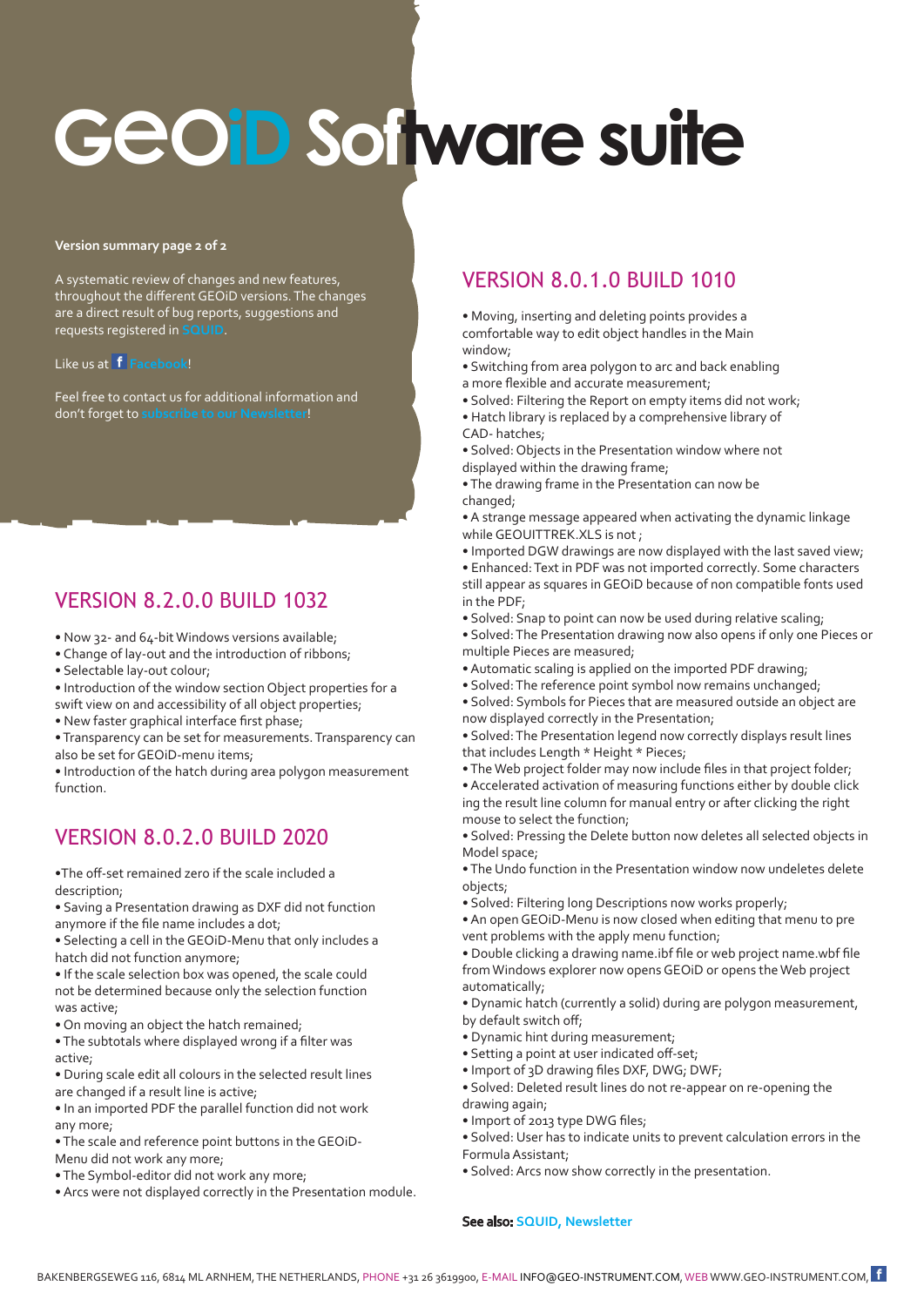# GEOiD Software suite

**Version summary page 2 of 2**

A systematic review of changes and new features, throughout the different GEOiD versions. The changes are a direct result of bug reports, suggestions and requests registered in SQUID.

Like us at Facebook!

Feel free to contact us for additional information and don't forget to subscribe to our Newsletter!

## VERSION 8.2.0.0 BUILD 1032

- Now 32- and 64-bit Windows versions available;
- Change of lay-out and the introduction of ribbons;
- Selectable lay-out colour;
- Introduction of the window section Object properties for a swift view on and accessibility of all object properties;
- New faster graphical interface first phase;
- Transparency can be set for measurements. Transparency can also be set for GEOiD-menu items;
- Introduction of the hatch during area polygon measurement function.

## VERSION 8.0.2.0 BUILD 2020

- The off-set remained zero if the scale included a description;
- Saving a Presentation drawing as DXF did not function anymore if the file name includes a dot;
- Selecting a cell in the GEOiD-Menu that only includes a hatch did not function anymore;
- If the scale selection box was opened, the scale could not be determined because only the selection function was active;
- On moving an object the hatch remained;
- The subtotals where displayed wrong if a filter was active;
- During scale edit all colours in the selected result lines are changed if a result line is active;
- In an imported PDF the parallel function did not work any more;
- The scale and reference point buttons in the GEOiD-Menu did not work any more;
- The Symbol-editor did not work any more;
- Arcs were not displayed correctly in the Presentation module.

## VERSION 8.0.1.0 BUILD 1010

- Moving, inserting and deleting points provides a comfortable way to edit object handles in the Main window;
- Switching from area polygon to arc and back enabling a more flexible and accurate measurement;
- Solved: Filtering the Report on empty items did not work;
- Hatch library is replaced by a comprehensive library of CAD- hatches;
- Solved: Objects in the Presentation window where not displayed within the drawing frame;
- The drawing frame in the Presentation can now be changed;
- A strange message appeared when activating the dynamic linkage while GEOUITTREK.XLS is not ;
- Imported DGW drawings are now displayed with the last saved view;
- Enhanced: Text in PDF was not imported correctly. Some characters still appear as squares in GEOiD because of non compatible fonts used in the PDF;
- Solved: Snap to point can now be used during relative scaling;
- Solved: The Presentation drawing now also opens if only one Pieces or multiple Pieces are measured;
- Automatic scaling is applied on the imported PDF drawing;
- Solved: The reference point symbol now remains unchanged;
- Solved: Symbols for Pieces that are measured outside an object are now displayed correctly in the Presentation;
- Solved: The Presentation legend now correctly displays result lines that includes Length * Height * Pieces;
- The Web project folder may now include files in that project folder;
- Accelerated activation of measuring functions either by double clicking the result line column for manual entry or after clicking the right mouse to select the function;
- Solved: Pressing the Delete button now deletes all selected objects in Model space;
- The Undo function in the Presentation window now undeletes delete objects;
- Solved: Filtering long Descriptions now works properly;
- An open GEOiD-Menu is now closed when editing that menu to prevent problems with the apply menu function;
- Double clicking a drawing name.ibf file or web project name.wbf file from Windows explorer now opens GEOiD or opens the Web project automatically;
- Dynamic hatch (currently a solid) during are polygon measurement, by default switch off;
- Dynamic hint during measurement;
- Setting a point at user indicated off-set;
- Import of 3D drawing files DXF, DWG; DWF;
- Solved: Deleted result lines do not re-appear on re-opening the drawing again;
- Import of 2013 type DWG files;
- Solved: User has to indicate units to prevent calculation errors in the Formula Assistant;
- Solved: Arcs now show correctly in the presentation.

**See also:** SQUID, Newsletter

BAKENBERGSEWEG 116, 6814 ML ARNHEM, THE NETHERLANDS, PHONE +31 26 3619900, E-MAIL INFO@GEO-INSTRUMENT.COM, WEB WWW.GEO-INSTRUMENT.COM,